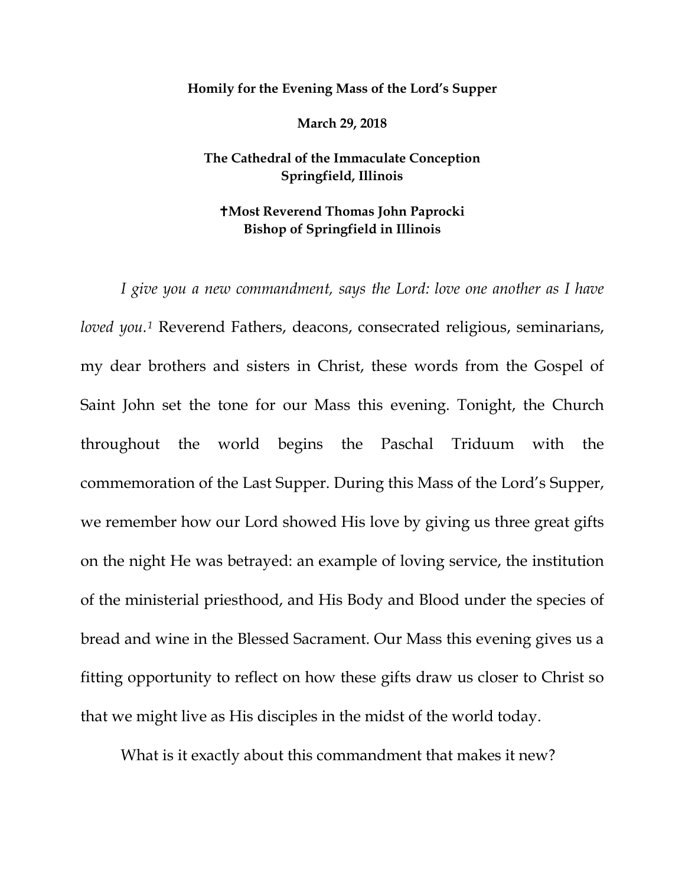**Homily for the Evening Mass of the Lord's Supper**

**March 29, 2018**

**The Cathedral of the Immaculate Conception**
**Springfield, Illinois**

**✝Most Reverend Thomas John Paprocki**
**Bishop of Springfield in Illinois**

*I give you a new commandment, says the Lord: love one another as I have loved you.*[1] Reverend Fathers, deacons, consecrated religious, seminarians, my dear brothers and sisters in Christ, these words from the Gospel of Saint John set the tone for our Mass this evening. Tonight, the Church throughout the world begins the Paschal Triduum with the commemoration of the Last Supper. During this Mass of the Lord's Supper, we remember how our Lord showed His love by giving us three great gifts on the night He was betrayed: an example of loving service, the institution of the ministerial priesthood, and His Body and Blood under the species of bread and wine in the Blessed Sacrament. Our Mass this evening gives us a fitting opportunity to reflect on how these gifts draw us closer to Christ so that we might live as His disciples in the midst of the world today.

What is it exactly about this commandment that makes it new?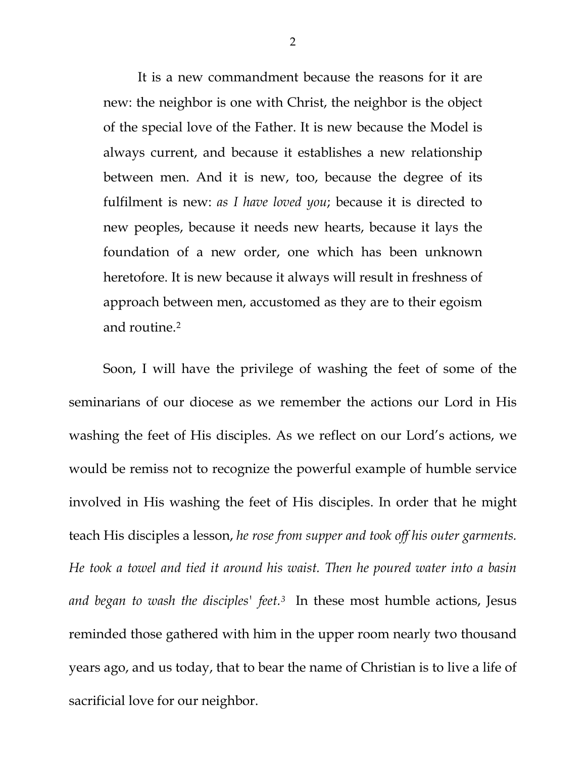> It is a new commandment because the reasons for it are new: the neighbor is one with Christ, the neighbor is the object of the special love of the Father. It is new because the Model is always current, and because it establishes a new relationship between men. And it is new, too, because the degree of its fulfilment is new: *as I have loved you*; because it is directed to new peoples, because it needs new hearts, because it lays the foundation of a new order, one which has been unknown heretofore. It is new because it always will result in freshness of approach between men, accustomed as they are to their egoism and routine.[2]

Soon, I will have the privilege of washing the feet of some of the seminarians of our diocese as we remember the actions our Lord in His washing the feet of His disciples. As we reflect on our Lord's actions, we would be remiss not to recognize the powerful example of humble service involved in His washing the feet of His disciples. In order that he might teach His disciples a lesson, *he rose from supper and took off his outer garments. He took a towel and tied it around his waist. Then he poured water into a basin and began to wash the disciples' feet.*[3] In these most humble actions, Jesus reminded those gathered with him in the upper room nearly two thousand years ago, and us today, that to bear the name of Christian is to live a life of sacrificial love for our neighbor.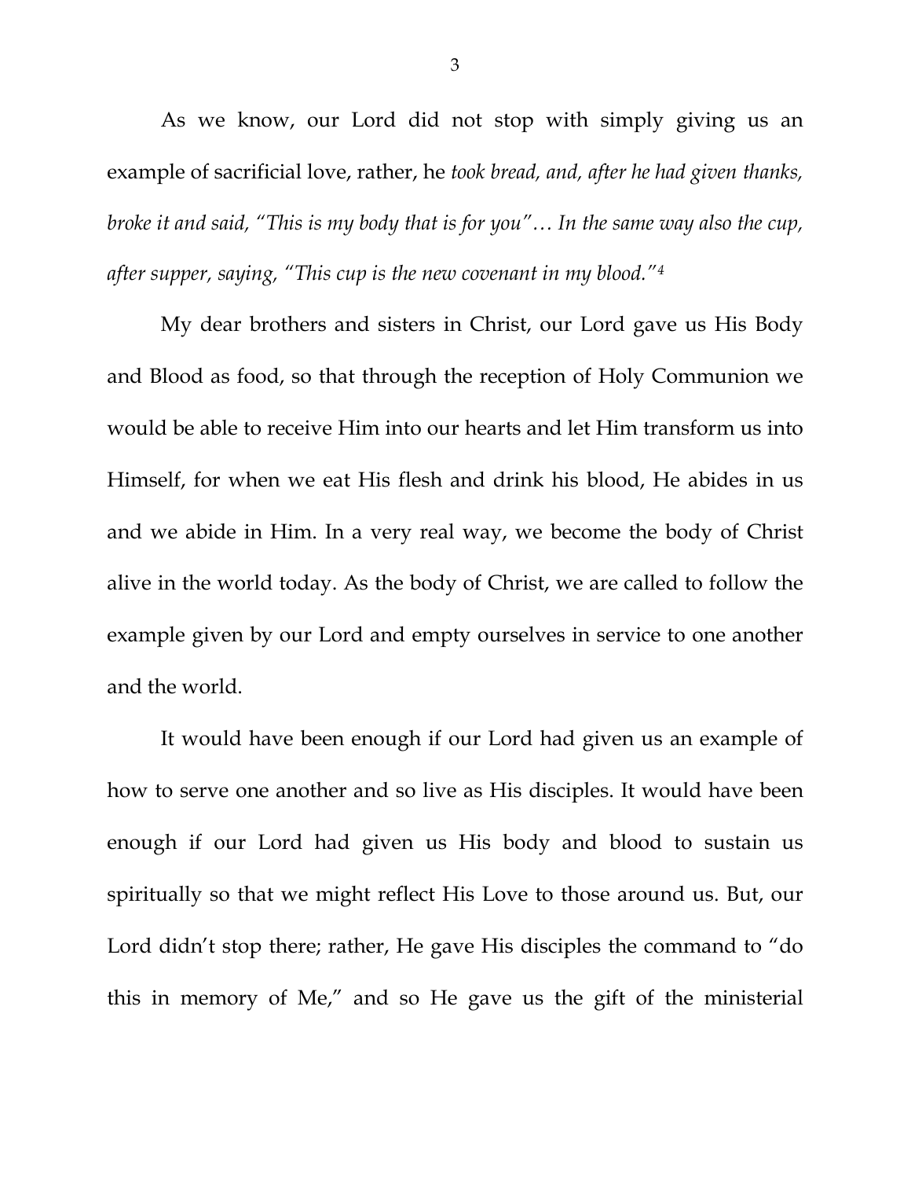As we know, our Lord did not stop with simply giving us an example of sacrificial love, rather, he *took bread, and, after he had given thanks, broke it and said, "This is my body that is for you"… In the same way also the cup, after supper, saying, "This cup is the new covenant in my blood."*[4]

My dear brothers and sisters in Christ, our Lord gave us His Body and Blood as food, so that through the reception of Holy Communion we would be able to receive Him into our hearts and let Him transform us into Himself, for when we eat His flesh and drink his blood, He abides in us and we abide in Him. In a very real way, we become the body of Christ alive in the world today. As the body of Christ, we are called to follow the example given by our Lord and empty ourselves in service to one another and the world.

It would have been enough if our Lord had given us an example of how to serve one another and so live as His disciples. It would have been enough if our Lord had given us His body and blood to sustain us spiritually so that we might reflect His Love to those around us. But, our Lord didn't stop there; rather, He gave His disciples the command to "do this in memory of Me," and so He gave us the gift of the ministerial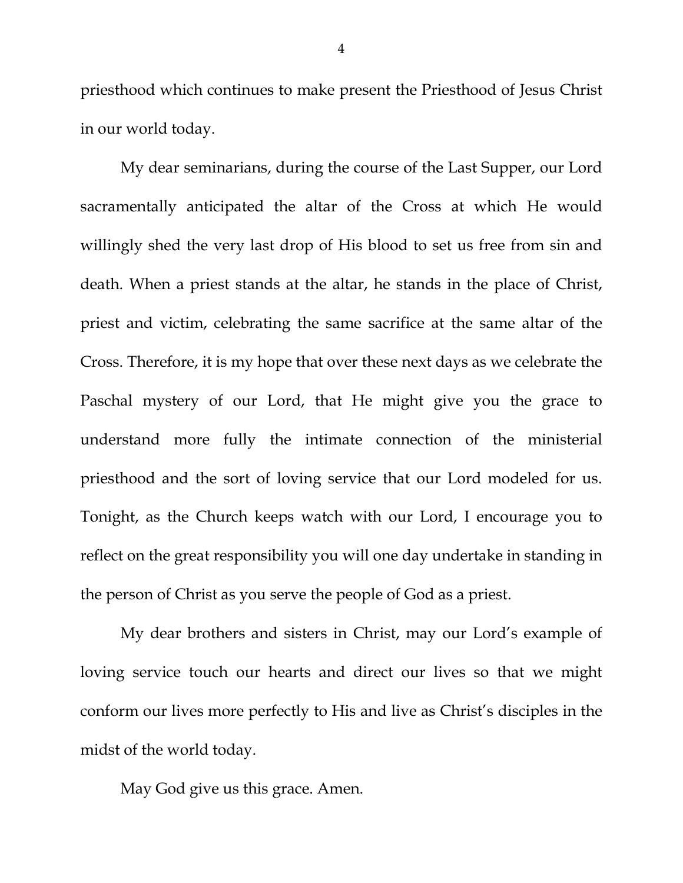priesthood which continues to make present the Priesthood of Jesus Christ in our world today.

My dear seminarians, during the course of the Last Supper, our Lord sacramentally anticipated the altar of the Cross at which He would willingly shed the very last drop of His blood to set us free from sin and death. When a priest stands at the altar, he stands in the place of Christ, priest and victim, celebrating the same sacrifice at the same altar of the Cross. Therefore, it is my hope that over these next days as we celebrate the Paschal mystery of our Lord, that He might give you the grace to understand more fully the intimate connection of the ministerial priesthood and the sort of loving service that our Lord modeled for us. Tonight, as the Church keeps watch with our Lord, I encourage you to reflect on the great responsibility you will one day undertake in standing in the person of Christ as you serve the people of God as a priest.

My dear brothers and sisters in Christ, may our Lord's example of loving service touch our hearts and direct our lives so that we might conform our lives more perfectly to His and live as Christ's disciples in the midst of the world today.

May God give us this grace. Amen.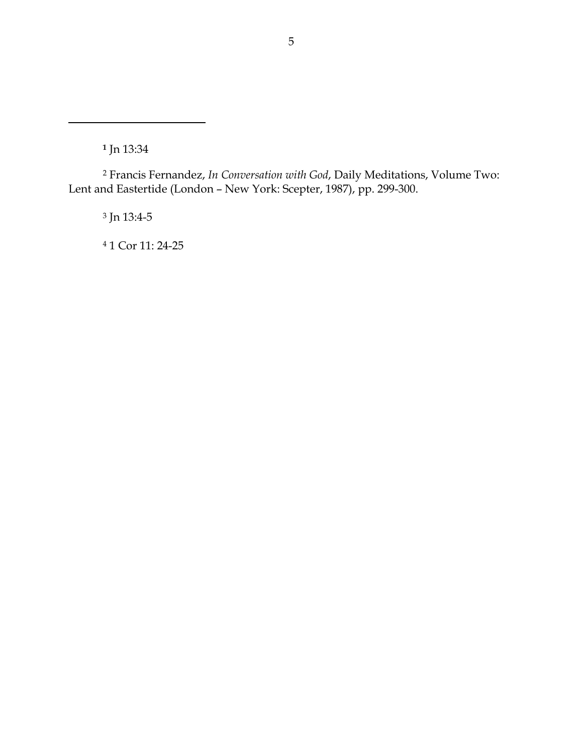[1] Jn 13:34

[2] Francis Fernandez, *In Conversation with God*, Daily Meditations, Volume Two: Lent and Eastertide (London – New York: Scepter, 1987), pp. 299-300.

[3] Jn 13:4-5

[4] 1 Cor 11: 24-25